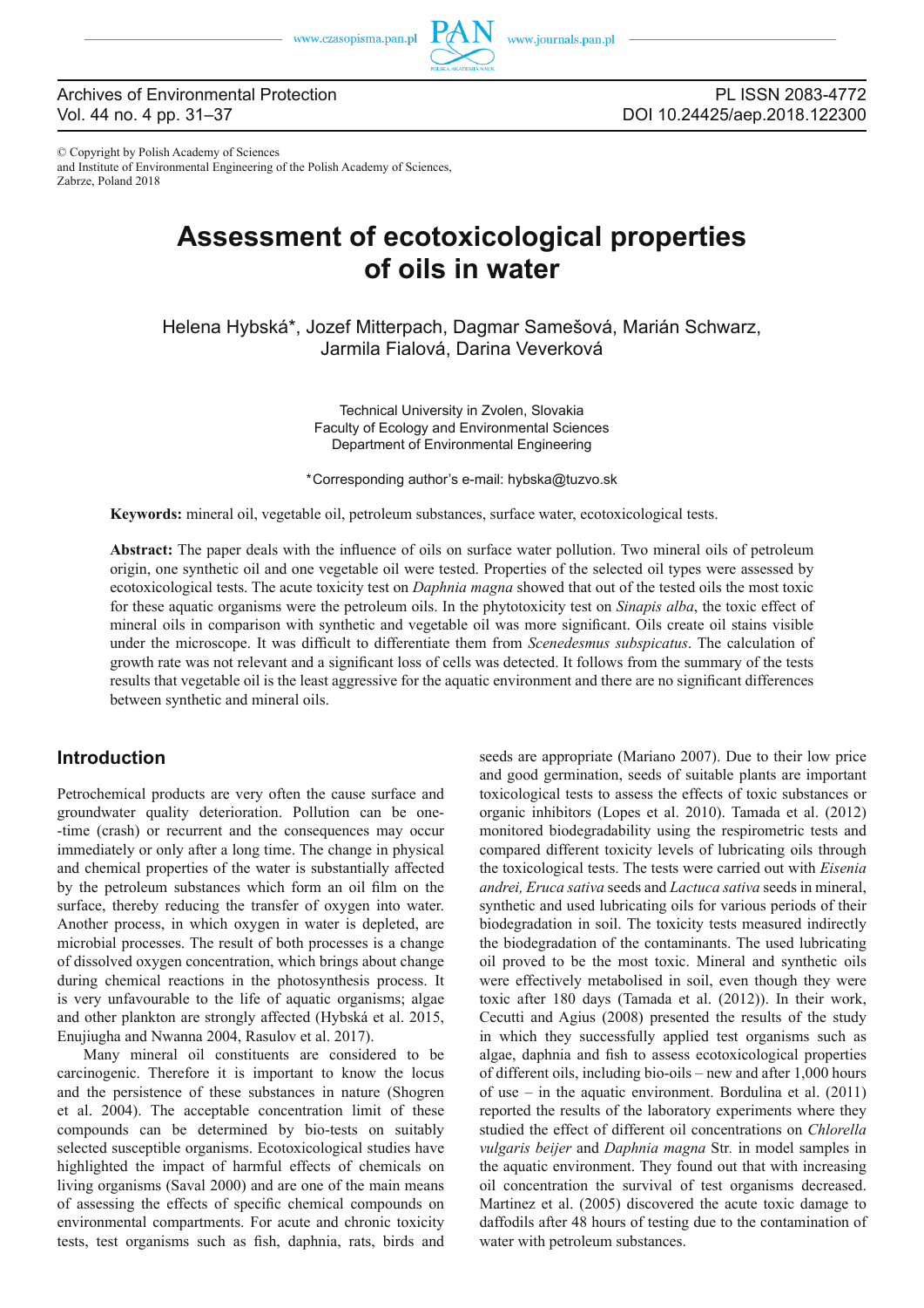© Copyright by Polish Academy of Sciences
and Institute of Environmental Engineering of the Polish Academy of Sciences,
Zabrze, Poland 2018

# Assessment of ecotoxicological properties of oils in water

Helena Hybská*, Jozef Mitterpach, Dagmar Samešová, Marián Schwarz, Jarmila Fialová, Darina Veverková

Technical University in Zvolen, Slovakia
Faculty of Ecology and Environmental Sciences
Department of Environmental Engineering

*Corresponding author's e-mail: hybska@tuzvo.sk

**Keywords:** mineral oil, vegetable oil, petroleum substances, surface water, ecotoxicological tests.

**Abstract:** The paper deals with the influence of oils on surface water pollution. Two mineral oils of petroleum origin, one synthetic oil and one vegetable oil were tested. Properties of the selected oil types were assessed by ecotoxicological tests. The acute toxicity test on *Daphnia magna* showed that out of the tested oils the most toxic for these aquatic organisms were the petroleum oils. In the phytotoxicity test on *Sinapis alba*, the toxic effect of mineral oils in comparison with synthetic and vegetable oil was more significant. Oils create oil stains visible under the microscope. It was difficult to differentiate them from *Scenedesmus subspicatus*. The calculation of growth rate was not relevant and a significant loss of cells was detected. It follows from the summary of the tests results that vegetable oil is the least aggressive for the aquatic environment and there are no significant differences between synthetic and mineral oils.

## Introduction

Petrochemical products are very often the cause surface and groundwater quality deterioration. Pollution can be one--time (crash) or recurrent and the consequences may occur immediately or only after a long time. The change in physical and chemical properties of the water is substantially affected by the petroleum substances which form an oil film on the surface, thereby reducing the transfer of oxygen into water. Another process, in which oxygen in water is depleted, are microbial processes. The result of both processes is a change of dissolved oxygen concentration, which brings about change during chemical reactions in the photosynthesis process. It is very unfavourable to the life of aquatic organisms; algae and other plankton are strongly affected (Hybská et al. 2015, Enujiugha and Nwanna 2004, Rasulov et al. 2017).

Many mineral oil constituents are considered to be carcinogenic. Therefore it is important to know the locus and the persistence of these substances in nature (Shogren et al. 2004). The acceptable concentration limit of these compounds can be determined by bio-tests on suitably selected susceptible organisms. Ecotoxicological studies have highlighted the impact of harmful effects of chemicals on living organisms (Saval 2000) and are one of the main means of assessing the effects of specific chemical compounds on environmental compartments. For acute and chronic toxicity tests, test organisms such as fish, daphnia, rats, birds and seeds are appropriate (Mariano 2007). Due to their low price and good germination, seeds of suitable plants are important toxicological tests to assess the effects of toxic substances or organic inhibitors (Lopes et al. 2010). Tamada et al. (2012) monitored biodegradability using the respirometric tests and compared different toxicity levels of lubricating oils through the toxicological tests. The tests were carried out with *Eisenia andrei, Eruca sativa* seeds and *Lactuca sativa* seeds in mineral, synthetic and used lubricating oils for various periods of their biodegradation in soil. The toxicity tests measured indirectly the biodegradation of the contaminants. The used lubricating oil proved to be the most toxic. Mineral and synthetic oils were effectively metabolised in soil, even though they were toxic after 180 days (Tamada et al. (2012)). In their work, Cecutti and Agius (2008) presented the results of the study in which they successfully applied test organisms such as algae, daphnia and fish to assess ecotoxicological properties of different oils, including bio-oils – new and after 1,000 hours of use – in the aquatic environment. Bordulina et al. (2011) reported the results of the laboratory experiments where they studied the effect of different oil concentrations on *Chlorella vulgaris beijer* and *Daphnia magna* Str. in model samples in the aquatic environment. They found out that with increasing oil concentration the survival of test organisms decreased. Martinez et al. (2005) discovered the acute toxic damage to daffodils after 48 hours of testing due to the contamination of water with petroleum substances.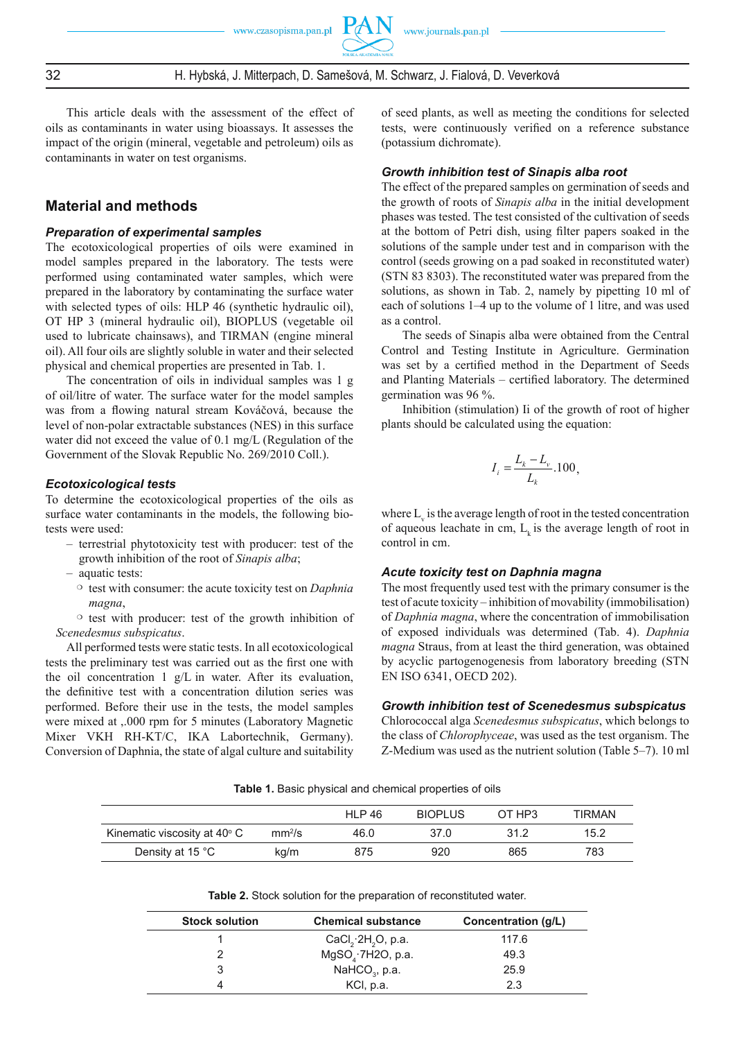This article deals with the assessment of the effect of oils as contaminants in water using bioassays. It assesses the impact of the origin (mineral, vegetable and petroleum) oils as contaminants in water on test organisms.

## Material and methods

### *Preparation of experimental samples*

The ecotoxicological properties of oils were examined in model samples prepared in the laboratory. The tests were performed using contaminated water samples, which were prepared in the laboratory by contaminating the surface water with selected types of oils: HLP 46 (synthetic hydraulic oil), OT HP 3 (mineral hydraulic oil), BIOPLUS (vegetable oil used to lubricate chainsaws), and TIRMAN (engine mineral oil). All four oils are slightly soluble in water and their selected physical and chemical properties are presented in Tab. 1.

The concentration of oils in individual samples was 1 g of oil/litre of water. The surface water for the model samples was from a flowing natural stream Kováčová, because the level of non-polar extractable substances (NES) in this surface water did not exceed the value of 0.1 mg/L (Regulation of the Government of the Slovak Republic No. 269/2010 Coll.).

### *Ecotoxicological tests*

To determine the ecotoxicological properties of the oils as surface water contaminants in the models, the following biotests were used:

- terrestrial phytotoxicity test with producer: test of the growth inhibition of the root of *Sinapis alba*;
- aquatic tests:
  - test with consumer: the acute toxicity test on *Daphnia magna*,
  - test with producer: test of the growth inhibition of *Scenedesmus subspicatus*.

All performed tests were static tests. In all ecotoxicological tests the preliminary test was carried out as the first one with the oil concentration 1 g/L in water. After its evaluation, the definitive test with a concentration dilution series was performed. Before their use in the tests, the model samples were mixed at ,.000 rpm for 5 minutes (Laboratory Magnetic Mixer VKH RH-KT/C, IKA Labortechnik, Germany). Conversion of Daphnia, the state of algal culture and suitability of seed plants, as well as meeting the conditions for selected tests, were continuously verified on a reference substance (potassium dichromate).

### *Growth inhibition test of Sinapis alba root*

The effect of the prepared samples on germination of seeds and the growth of roots of *Sinapis alba* in the initial development phases was tested. The test consisted of the cultivation of seeds at the bottom of Petri dish, using filter papers soaked in the solutions of the sample under test and in comparison with the control (seeds growing on a pad soaked in reconstituted water) (STN 83 8303). The reconstituted water was prepared from the solutions, as shown in Tab. 2, namely by pipetting 10 ml of each of solutions 1–4 up to the volume of 1 litre, and was used as a control.

The seeds of Sinapis alba were obtained from the Central Control and Testing Institute in Agriculture. Germination was set by a certified method in the Department of Seeds and Planting Materials – certified laboratory. The determined germination was 96 %.

Inhibition (stimulation) Ii of the growth of root of higher plants should be calculated using the equation:

$$I_i = \frac{L_k - L_v}{L_k}.100,$$

where $L_v$ is the average length of root in the tested concentration of aqueous leachate in cm, $L_k$ is the average length of root in control in cm.

### *Acute toxicity test on Daphnia magna*

The most frequently used test with the primary consumer is the test of acute toxicity – inhibition of movability (immobilisation) of *Daphnia magna*, where the concentration of immobilisation of exposed individuals was determined (Tab. 4). *Daphnia magna* Straus, from at least the third generation, was obtained by acyclic partogenogenesis from laboratory breeding (STN EN ISO 6341, OECD 202).

### *Growth inhibition test of Scenedesmus subspicatus*

Chlorococcal alga *Scenedesmus subspicatus*, which belongs to the class of *Chlorophyceae*, was used as the test organism. The Z-Medium was used as the nutrient solution (Table 5–7). 10 ml

**Table 1.** Basic physical and chemical properties of oils

| | | HLP 46 | BIOPLUS | OT HP3 | TIRMAN |
|---|---|---|---|---|---|
| Kinematic viscosity at 40° C | $mm^2/s$ | 46.0 | 37.0 | 31.2 | 15.2 |
| Density at 15 °C | kg/m | 875 | 920 | 865 | 783 |

**Table 2.** Stock solution for the preparation of reconstituted water.

| Stock solution | Chemical substance | Concentration (g/L) |
|---|---|---|
| 1 | $CaCl_2 \cdot 2H_2O$, p.a. | 117.6 |
| 2 | $MgSO_4 \cdot 7H2O$, p.a. | 49.3 |
| 3 | $NaHCO_3$, p.a. | 25.9 |
| 4 | KCl, p.a. | 2.3 |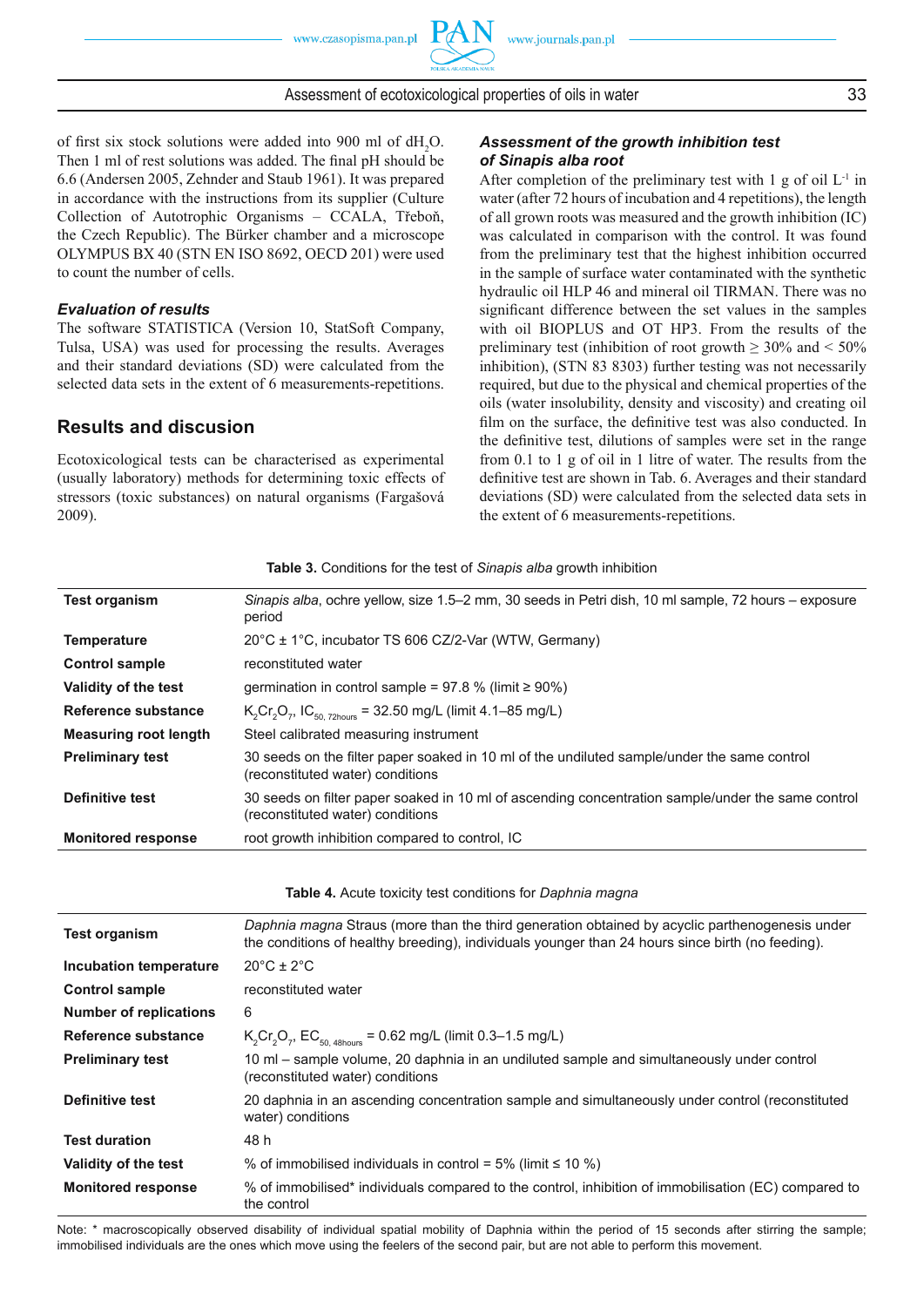of first six stock solutions were added into 900 ml of $dH_2O$. Then 1 ml of rest solutions was added. The final pH should be 6.6 (Andersen 2005, Zehnder and Staub 1961). It was prepared in accordance with the instructions from its supplier (Culture Collection of Autotrophic Organisms – CCALA, Třeboň, the Czech Republic). The Bürker chamber and a microscope OLYMPUS BX 40 (STN EN ISO 8692, OECD 201) were used to count the number of cells.

### *Evaluation of results*

The software STATISTICA (Version 10, StatSoft Company, Tulsa, USA) was used for processing the results. Averages and their standard deviations (SD) were calculated from the selected data sets in the extent of 6 measurements-repetitions.

## Results and discusion

Ecotoxicological tests can be characterised as experimental (usually laboratory) methods for determining toxic effects of stressors (toxic substances) on natural organisms (Fargašová 2009).

### *Assessment of the growth inhibition test of Sinapis alba root*

After completion of the preliminary test with 1 g of oil $L^{-1}$ in water (after 72 hours of incubation and 4 repetitions), the length of all grown roots was measured and the growth inhibition (IC) was calculated in comparison with the control. It was found from the preliminary test that the highest inhibition occurred in the sample of surface water contaminated with the synthetic hydraulic oil HLP 46 and mineral oil TIRMAN. There was no significant difference between the set values in the samples with oil BIOPLUS and OT HP3. From the results of the preliminary test (inhibition of root growth ≥ 30% and < 50% inhibition), (STN 83 8303) further testing was not necessarily required, but due to the physical and chemical properties of the oils (water insolubility, density and viscosity) and creating oil film on the surface, the definitive test was also conducted. In the definitive test, dilutions of samples were set in the range from 0.1 to 1 g of oil in 1 litre of water. The results from the definitive test are shown in Tab. 6. Averages and their standard deviations (SD) were calculated from the selected data sets in the extent of 6 measurements-repetitions.

**Table 3.** Conditions for the test of *Sinapis alba* growth inhibition

| | |
|---|---|
| **Test organism** | *Sinapis alba*, ochre yellow, size 1.5–2 mm, 30 seeds in Petri dish, 10 ml sample, 72 hours – exposure period |
| **Temperature** | 20°C ± 1°C, incubator TS 606 CZ/2-Var (WTW, Germany) |
| **Control sample** | reconstituted water |
| **Validity of the test** | germination in control sample = 97.8 % (limit ≥ 90%) |
| **Reference substance** | $K_2Cr_2O_7$, $IC_{50,\ 72hours}$ = 32.50 mg/L (limit 4.1–85 mg/L) |
| **Measuring root length** | Steel calibrated measuring instrument |
| **Preliminary test** | 30 seeds on the filter paper soaked in 10 ml of the undiluted sample/under the same control (reconstituted water) conditions |
| **Definitive test** | 30 seeds on filter paper soaked in 10 ml of ascending concentration sample/under the same control (reconstituted water) conditions |
| **Monitored response** | root growth inhibition compared to control, IC |

**Table 4.** Acute toxicity test conditions for *Daphnia magna*

| | |
|---|---|
| **Test organism** | *Daphnia magna* Straus (more than the third generation obtained by acyclic parthenogenesis under the conditions of healthy breeding), individuals younger than 24 hours since birth (no feeding). |
| **Incubation temperature** | 20°C ± 2°C |
| **Control sample** | reconstituted water |
| **Number of replications** | 6 |
| **Reference substance** | $K_2Cr_2O_7$, $EC_{50,\ 48hours}$ = 0.62 mg/L (limit 0.3–1.5 mg/L) |
| **Preliminary test** | 10 ml – sample volume, 20 daphnia in an undiluted sample and simultaneously under control (reconstituted water) conditions |
| **Definitive test** | 20 daphnia in an ascending concentration sample and simultaneously under control (reconstituted water) conditions |
| **Test duration** | 48 h |
| **Validity of the test** | % of immobilised individuals in control = 5% (limit ≤ 10 %) |
| **Monitored response** | % of immobilised* individuals compared to the control, inhibition of immobilisation (EC) compared to the control |

Note: * macroscopically observed disability of individual spatial mobility of Daphnia within the period of 15 seconds after stirring the sample; immobilised individuals are the ones which move using the feelers of the second pair, but are not able to perform this movement.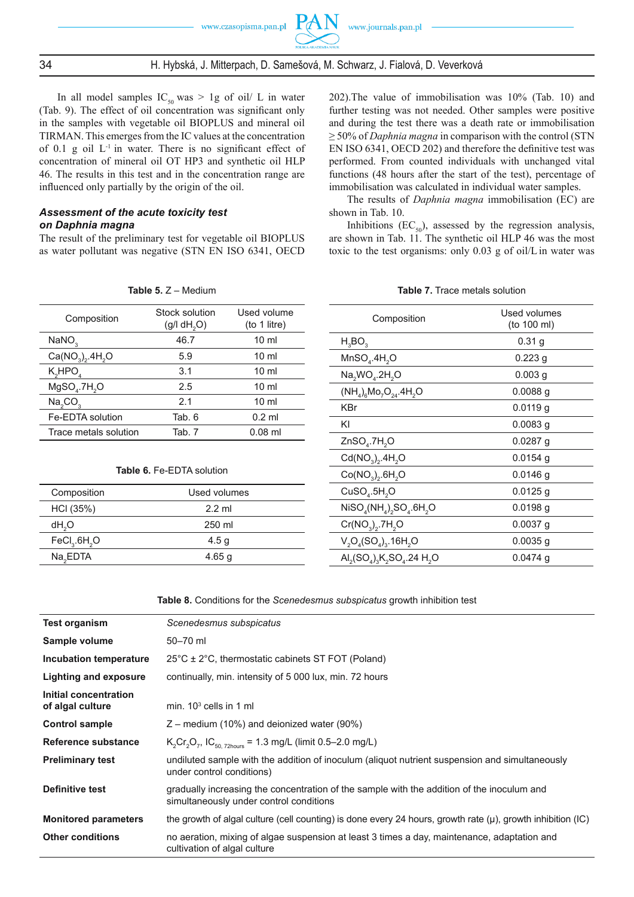In all model samples $IC_{50}$ was > 1g of oil/ L in water (Tab. 9). The effect of oil concentration was significant only in the samples with vegetable oil BIOPLUS and mineral oil TIRMAN. This emerges from the IC values at the concentration of 0.1 g oil $L^{-1}$ in water. There is no significant effect of concentration of mineral oil OT HP3 and synthetic oil HLP 46. The results in this test and in the concentration range are influenced only partially by the origin of the oil.

### *Assessment of the acute toxicity test on Daphnia magna*

The result of the preliminary test for vegetable oil BIOPLUS as water pollutant was negative (STN EN ISO 6341, OECD 202).The value of immobilisation was 10% (Tab. 10) and further testing was not needed. Other samples were positive and during the test there was a death rate or immobilisation ≥ 50% of *Daphnia magna* in comparison with the control (STN EN ISO 6341, OECD 202) and therefore the definitive test was performed. From counted individuals with unchanged vital functions (48 hours after the start of the test), percentage of immobilisation was calculated in individual water samples.

The results of *Daphnia magna* immobilisation (EC) are shown in Tab. 10.

Inhibitions ($EC_{50}$), assessed by the regression analysis, are shown in Tab. 11. The synthetic oil HLP 46 was the most toxic to the test organisms: only 0.03 g of oil/L in water was

**Table 5.** Z – Medium

| Composition | Stock solution (g/l $dH_2O$) | Used volume (to 1 litre) |
|---|---|---|
| $NaNO_3$ | 46.7 | 10 ml |
| $Ca(NO_3)_2.4H_2O$ | 5.9 | 10 ml |
| $K_2HPO_4$ | 3.1 | 10 ml |
| $MgSO_4.7H_2O$ | 2.5 | 10 ml |
| $Na_2CO_3$ | 2.1 | 10 ml |
| Fe-EDTA solution | Tab. 6 | 0.2 ml |
| Trace metals solution | Tab. 7 | 0.08 ml |

**Table 6.** Fe-EDTA solution

| Composition | Used volumes |
|---|---|
| HCl (35%) | 2.2 ml |
| $dH_2O$ | 250 ml |
| $FeCl_3.6H_2O$ | 4.5 g |
| $Na_2EDTA$ | 4.65 g |

**Table 7.** Trace metals solution

| Composition | Used volumes (to 100 ml) |
|---|---|
| $H_3BO_3$ | 0.31 g |
| $MnSO_4.4H_2O$ | 0.223 g |
| $Na_2WO_4.2H_2O$ | 0.003 g |
| $(NH_4)_6Mo_7O_{24}.4H_2O$ | 0.0088 g |
| KBr | 0.0119 g |
| KI | 0.0083 g |
| $ZnSO_4.7H_2O$ | 0.0287 g |
| $Cd(NO_3)_2.4H_2O$ | 0.0154 g |
| $Co(NO_3)_2.6H_2O$ | 0.0146 g |
| $CuSO_4.5H_2O$ | 0.0125 g |
| $NiSO_4(NH_4)_2SO_4.6H_2O$ | 0.0198 g |
| $Cr(NO_3)_2.7H_2O$ | 0.0037 g |
| $V_2O_4(SO_4)_3.16H_2O$ | 0.0035 g |
| $Al_2(SO_4)_3K_2SO_4.24\ H_2O$ | 0.0474 g |

**Table 8.** Conditions for the *Scenedesmus subspicatus* growth inhibition test

| | |
|---|---|
| **Test organism** | *Scenedesmus subspicatus* |
| **Sample volume** | 50–70 ml |
| **Incubation temperature** | 25°C ± 2°C, thermostatic cabinets ST FOT (Poland) |
| **Lighting and exposure** | continually, min. intensity of 5 000 lux, min. 72 hours |
| **Initial concentration of algal culture** | min. $10^3$ cells in 1 ml |
| **Control sample** | Z – medium (10%) and deionized water (90%) |
| **Reference substance** | $K_2Cr_2O_7$, $IC_{50,\ 72hours}$ = 1.3 mg/L (limit 0.5–2.0 mg/L) |
| **Preliminary test** | undiluted sample with the addition of inoculum (aliquot nutrient suspension and simultaneously under control conditions) |
| **Definitive test** | gradually increasing the concentration of the sample with the addition of the inoculum and simultaneously under control conditions |
| **Monitored parameters** | the growth of algal culture (cell counting) is done every 24 hours, growth rate (μ), growth inhibition (IC) |
| **Other conditions** | no aeration, mixing of algae suspension at least 3 times a day, maintenance, adaptation and cultivation of algal culture |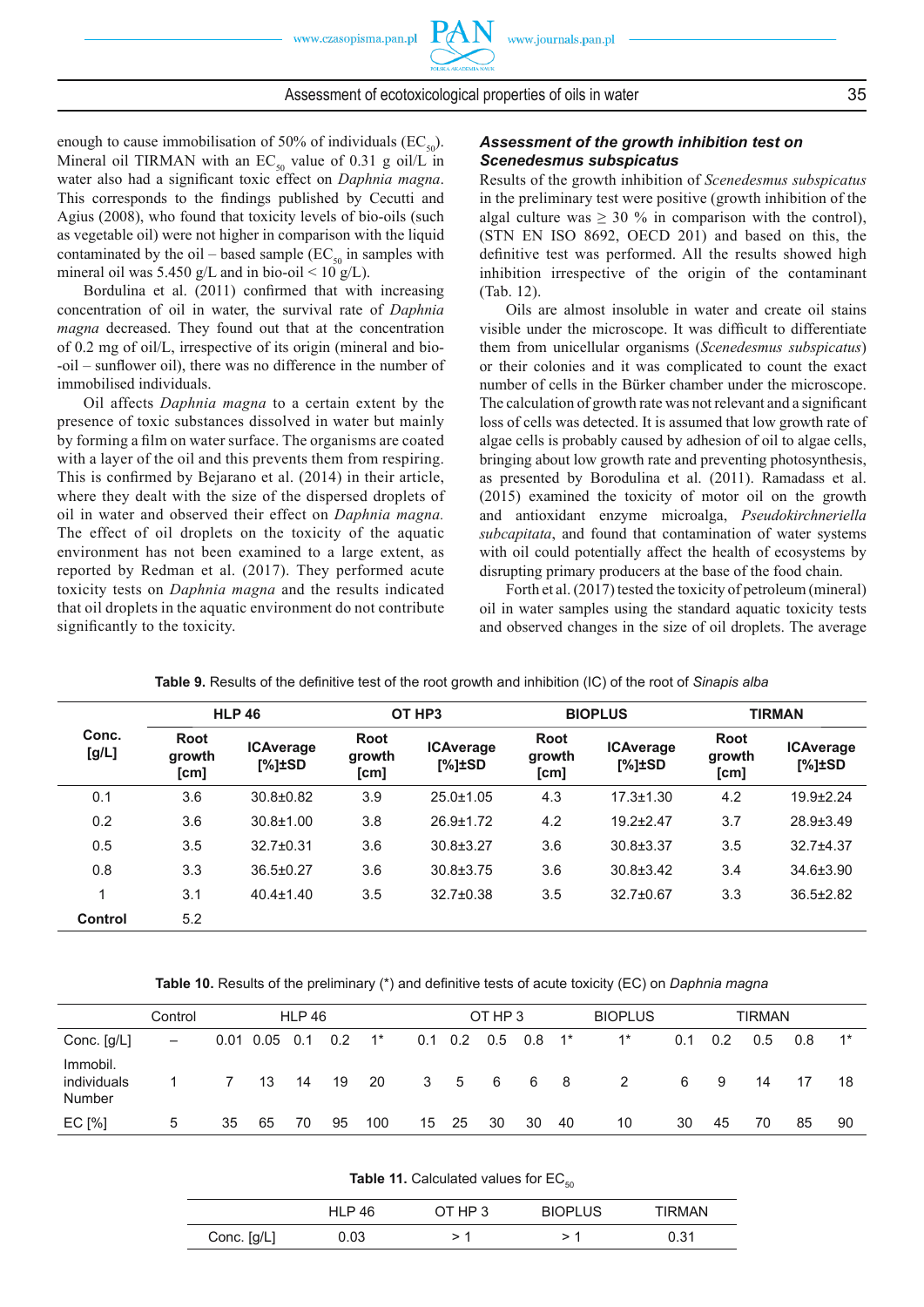enough to cause immobilisation of 50% of individuals ($EC_{50}$). Mineral oil TIRMAN with an $EC_{50}$ value of 0.31 g oil/L in water also had a significant toxic effect on *Daphnia magna*. This corresponds to the findings published by Cecutti and Agius (2008), who found that toxicity levels of bio-oils (such as vegetable oil) were not higher in comparison with the liquid contaminated by the oil – based sample ($EC_{50}$ in samples with mineral oil was 5.450 g/L and in bio-oil < 10 g/L).

Bordulina et al. (2011) confirmed that with increasing concentration of oil in water, the survival rate of *Daphnia magna* decreased. They found out that at the concentration of 0.2 mg of oil/L, irrespective of its origin (mineral and bio-oil – sunflower oil), there was no difference in the number of immobilised individuals.

Oil affects *Daphnia magna* to a certain extent by the presence of toxic substances dissolved in water but mainly by forming a film on water surface. The organisms are coated with a layer of the oil and this prevents them from respiring. This is confirmed by Bejarano et al. (2014) in their article, where they dealt with the size of the dispersed droplets of oil in water and observed their effect on *Daphnia magna.* The effect of oil droplets on the toxicity of the aquatic environment has not been examined to a large extent, as reported by Redman et al. (2017). They performed acute toxicity tests on *Daphnia magna* and the results indicated that oil droplets in the aquatic environment do not contribute significantly to the toxicity.

### *Assessment of the growth inhibition test on Scenedesmus subspicatus*

Results of the growth inhibition of *Scenedesmus subspicatus* in the preliminary test were positive (growth inhibition of the algal culture was ≥ 30 % in comparison with the control), (STN EN ISO 8692, OECD 201) and based on this, the definitive test was performed. All the results showed high inhibition irrespective of the origin of the contaminant (Tab. 12).

Oils are almost insoluble in water and create oil stains visible under the microscope. It was difficult to differentiate them from unicellular organisms (*Scenedesmus subspicatus*) or their colonies and it was complicated to count the exact number of cells in the Bürker chamber under the microscope. The calculation of growth rate was not relevant and a significant loss of cells was detected. It is assumed that low growth rate of algae cells is probably caused by adhesion of oil to algae cells, bringing about low growth rate and preventing photosynthesis, as presented by Borodulina et al. (2011). Ramadass et al. (2015) examined the toxicity of motor oil on the growth and antioxidant enzyme microalga, *Pseudokirchneriella subcapitata*, and found that contamination of water systems with oil could potentially affect the health of ecosystems by disrupting primary producers at the base of the food chain.

Forth et al. (2017) tested the toxicity of petroleum (mineral) oil in water samples using the standard aquatic toxicity tests and observed changes in the size of oil droplets. The average

**Table 9.** Results of the definitive test of the root growth and inhibition (IC) of the root of *Sinapis alba*

| Conc. [g/L] | HLP 46 | | OT HP3 | | BIOPLUS | | TIRMAN | |
|---|---|---|---|---|---|---|---|---|
| | Root growth [cm] | ICAverage [%]±SD | Root growth [cm] | ICAverage [%]±SD | Root growth [cm] | ICAverage [%]±SD | Root growth [cm] | ICAverage [%]±SD |
| 0.1 | 3.6 | 30.8±0.82 | 3.9 | 25.0±1.05 | 4.3 | 17.3±1.30 | 4.2 | 19.9±2.24 |
| 0.2 | 3.6 | 30.8±1.00 | 3.8 | 26.9±1.72 | 4.2 | 19.2±2.47 | 3.7 | 28.9±3.49 |
| 0.5 | 3.5 | 32.7±0.31 | 3.6 | 30.8±3.27 | 3.6 | 30.8±3.37 | 3.5 | 32.7±4.37 |
| 0.8 | 3.3 | 36.5±0.27 | 3.6 | 30.8±3.75 | 3.6 | 30.8±3.42 | 3.4 | 34.6±3.90 |
| 1 | 3.1 | 40.4±1.40 | 3.5 | 32.7±0.38 | 3.5 | 32.7±0.67 | 3.3 | 36.5±2.82 |
| **Control** | 5.2 | | | | | | | |

**Table 10.** Results of the preliminary (*) and definitive tests of acute toxicity (EC) on *Daphnia magna*

| | Control | HLP 46 | | | | | OT HP 3 | | | | | BIOPLUS | TIRMAN | | | | |
|---|---|---|---|---|---|---|---|---|---|---|---|---|---|---|---|---|---|
| Conc. [g/L] | – | 0.01 | 0.05 | 0.1 | 0.2 | 1* | 0.1 | 0.2 | 0.5 | 0.8 | 1* | 1* | 0.1 | 0.2 | 0.5 | 0.8 | 1* |
| Immobil. individuals Number | 1 | 7 | 13 | 14 | 19 | 20 | 3 | 5 | 6 | 6 | 8 | 2 | 6 | 9 | 14 | 17 | 18 |
| EC [%] | 5 | 35 | 65 | 70 | 95 | 100 | 15 | 25 | 30 | 30 | 40 | 10 | 30 | 45 | 70 | 85 | 90 |

**Table 11.** Calculated values for $EC_{50}$

| | HLP 46 | OT HP 3 | BIOPLUS | TIRMAN |
|---|---|---|---|---|
| Conc. [g/L] | 0.03 | > 1 | > 1 | 0.31 |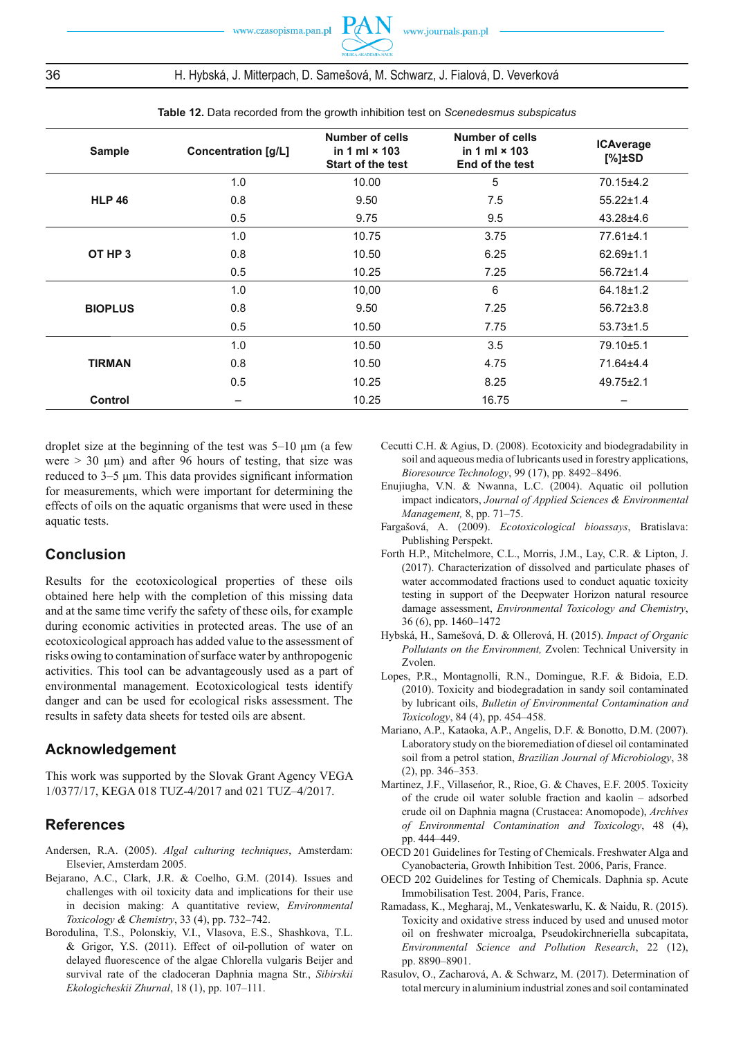**Table 12.** Data recorded from the growth inhibition test on *Scenedesmus subspicatus*

| Sample | Concentration [g/L] | Number of cells in 1 ml × 103 Start of the test | Number of cells in 1 ml × 103 End of the test | ICAverage [%]±SD |
|---|---|---|---|---|
| HLP 46 | 1.0 | 10.00 | 5 | 70.15±4.2 |
| | 0.8 | 9.50 | 7.5 | 55.22±1.4 |
| | 0.5 | 9.75 | 9.5 | 43.28±4.6 |
| OT HP 3 | 1.0 | 10.75 | 3.75 | 77.61±4.1 |
| | 0.8 | 10.50 | 6.25 | 62.69±1.1 |
| | 0.5 | 10.25 | 7.25 | 56.72±1.4 |
| BIOPLUS | 1.0 | 10,00 | 6 | 64.18±1.2 |
| | 0.8 | 9.50 | 7.25 | 56.72±3.8 |
| | 0.5 | 10.50 | 7.75 | 53.73±1.5 |
| TIRMAN | 1.0 | 10.50 | 3.5 | 79.10±5.1 |
| | 0.8 | 10.50 | 4.75 | 71.64±4.4 |
| | 0.5 | 10.25 | 8.25 | 49.75±2.1 |
| Control | – | 10.25 | 16.75 | – |

droplet size at the beginning of the test was 5–10 µm (a few were > 30 µm) and after 96 hours of testing, that size was reduced to 3–5 µm. This data provides significant information for measurements, which were important for determining the effects of oils on the aquatic organisms that were used in these aquatic tests.

## Conclusion

Results for the ecotoxicological properties of these oils obtained here help with the completion of this missing data and at the same time verify the safety of these oils, for example during economic activities in protected areas. The use of an ecotoxicological approach has added value to the assessment of risks owing to contamination of surface water by anthropogenic activities. This tool can be advantageously used as a part of environmental management. Ecotoxicological tests identify danger and can be used for ecological risks assessment. The results in safety data sheets for tested oils are absent.

## Acknowledgement

This work was supported by the Slovak Grant Agency VEGA 1/0377/17, KEGA 018 TUZ-4/2017 and 021 TUZ–4/2017.

## References

Andersen, R.A. (2005). *Algal culturing techniques*, Amsterdam: Elsevier, Amsterdam 2005.

Bejarano, A.C., Clark, J.R. & Coelho, G.M. (2014). Issues and challenges with oil toxicity data and implications for their use in decision making: A quantitative review, *Environmental Toxicology & Chemistry*, 33 (4), pp. 732–742.

Borodulina, T.S., Polonskiy, V.I., Vlasova, E.S., Shashkova, T.L. & Grigor, Y.S. (2011). Effect of oil-pollution of water on delayed fluorescence of the algae Chlorella vulgaris Beijer and survival rate of the cladoceran Daphnia magna Str., *Sibirskii Ekologicheskii Zhurnal*, 18 (1), pp. 107–111.

Cecutti C.H. & Agius, D. (2008). Ecotoxicity and biodegradability in soil and aqueous media of lubricants used in forestry applications, *Bioresource Technology*, 99 (17), pp. 8492–8496.

Enujiugha, V.N. & Nwanna, L.C. (2004). Aquatic oil pollution impact indicators, *Journal of Applied Sciences & Environmental Management,* 8, pp. 71–75.

Fargašová, A. (2009). *Ecotoxicological bioassays*, Bratislava: Publishing Perspekt.

Forth H.P., Mitchelmore, C.L., Morris, J.M., Lay, C.R. & Lipton, J. (2017). Characterization of dissolved and particulate phases of water accommodated fractions used to conduct aquatic toxicity testing in support of the Deepwater Horizon natural resource damage assessment, *Environmental Toxicology and Chemistry*, 36 (6), pp. 1460–1472

Hybská, H., Samešová, D. & Ollerová, H. (2015). *Impact of Organic Pollutants on the Environment,* Zvolen: Technical University in Zvolen.

Lopes, P.R., Montagnolli, R.N., Domingue, R.F. & Bidoia, E.D. (2010). Toxicity and biodegradation in sandy soil contaminated by lubricant oils, *Bulletin of Environmental Contamination and Toxicology*, 84 (4), pp. 454–458.

Mariano, A.P., Kataoka, A.P., Angelis, D.F. & Bonotto, D.M. (2007). Laboratory study on the bioremediation of diesel oil contaminated soil from a petrol station, *Brazilian Journal of Microbiology*, 38 (2), pp. 346–353.

Martinez, J.F., Villaseńor, R., Rioe, G. & Chaves, E.F. 2005. Toxicity of the crude oil water soluble fraction and kaolin – adsorbed crude oil on Daphnia magna (Crustacea: Anomopode), *Archives of Environmental Contamination and Toxicology*, 48 (4), pp. 444–449.

OECD 201 Guidelines for Testing of Chemicals. Freshwater Alga and Cyanobacteria, Growth Inhibition Test. 2006, Paris, France.

OECD 202 Guidelines for Testing of Chemicals. Daphnia sp. Acute Immobilisation Test. 2004, Paris, France.

Ramadass, K., Megharaj, M., Venkateswarlu, K. & Naidu, R. (2015). Toxicity and oxidative stress induced by used and unused motor oil on freshwater microalga, Pseudokirchneriella subcapitata, *Environmental Science and Pollution Research*, 22 (12), pp. 8890–8901.

Rasulov, O., Zacharová, A. & Schwarz, M. (2017). Determination of total mercury in aluminium industrial zones and soil contaminated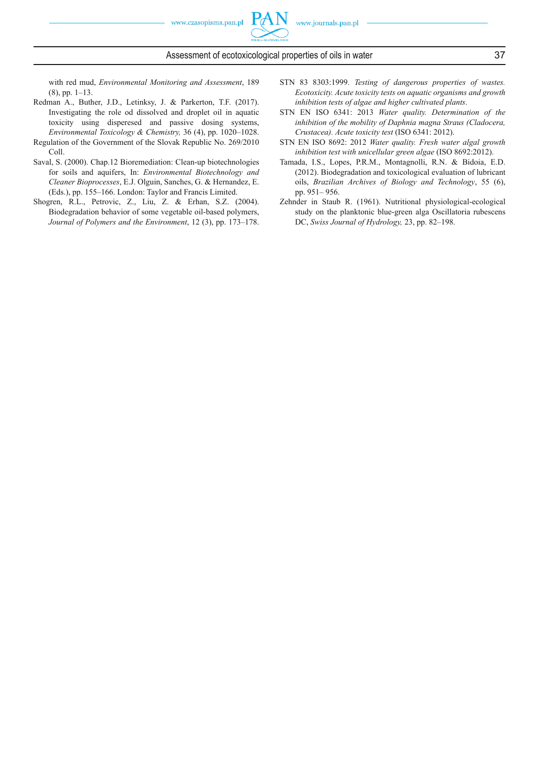with red mud, *Environmental Monitoring and Assessment*, 189 (8), pp. 1–13.

Redman A., Buther, J.D., Letinksy, J. & Parkerton, T.F. (2017). Investigating the role od dissolved and droplet oil in aquatic toxicity using dispersed and passive dosing systems, *Environmental Toxicology & Chemistry,* 36 (4), pp. 1020–1028.

Regulation of the Government of the Slovak Republic No. 269/2010 Coll.

Saval, S. (2000). Chap.12 Bioremediation: Clean-up biotechnologies for soils and aquifers, In: *Environmental Biotechnologies and Cleaner Bioprocesses*, E.J. Olguin, Sanches, G. & Hernandez, E. (Eds.), pp. 155–166. London: Taylor and Francis Limited.

Shogren, R.L., Petrovic, Z., Liu, Z. & Erhan, S.Z. (2004). Biodegradation behavior of some vegetable oil-based polymers, *Journal of Polymers and the Environment*, 12 (3), pp. 173–178.

STN 83 8303:1999. *Testing of dangerous properties of wastes. Ecotoxicity. Acute toxicity tests on aquatic organisms and growth inhibition tests of algae and higher cultivated plants*.

STN EN ISO 6341: 2013 *Water quality. Determination of the inhibition of the mobility of Daphnia magna Straus (Cladocera, Crustacea). Acute toxicity test* (ISO 6341: 2012).

STN EN ISO 8692: 2012 *Water quality. Fresh water algal growth inhibition test with unicellular green algae* (ISO 8692:2012).

Tamada, I.S., Lopes, P.R.M., Montagnolli, R.N. & Bidoia, E.D. (2012). Biodegradation and toxicological evaluation of lubricant oils, *Brazilian Archives of Biology and Technology*, 55 (6), pp. 951– 956.

Zehnder in Staub R. (1961). Nutritional physiological-ecological study on the planktonic blue-green alga Oscillatoria rubescens DC, *Swiss Journal of Hydrology,* 23, pp. 82–198.